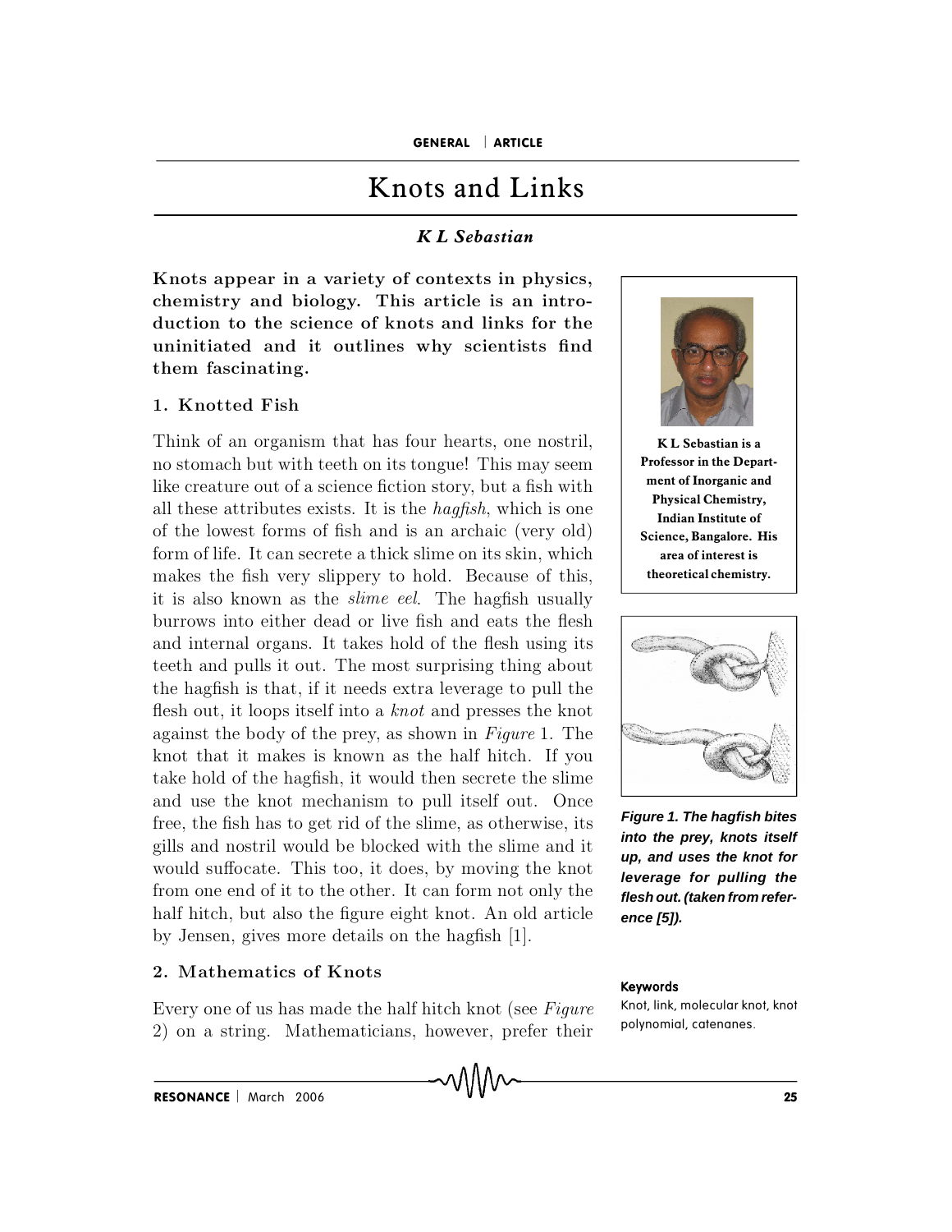# Knots and Links

***K L Sebastian***

**Knots appear in a variety of contexts in physics, chemistry and biology. This article is an introduction to the science of knots and links for the uninitiated and it outlines why scientists find them fascinating.**

## 1. Knotted Fish

Think of an organism that has four hearts, one nostril, no stomach but with teeth on its tongue! This may seem like creature out of a science fiction story, but a fish with all these attributes exists. It is the *hagfish*, which is one of the lowest forms of fish and is an archaic (very old) form of life. It can secrete a thick slime on its skin, which makes the fish very slippery to hold. Because of this, it is also known as the *slime eel*. The hagfish usually burrows into either dead or live fish and eats the flesh and internal organs. It takes hold of the flesh using its teeth and pulls it out. The most surprising thing about the hagfish is that, if it needs extra leverage to pull the flesh out, it loops itself into a *knot* and presses the knot against the body of the prey, as shown in *Figure* 1. The knot that it makes is known as the half hitch. If you take hold of the hagfish, it would then secrete the slime and use the knot mechanism to pull itself out. Once free, the fish has to get rid of the slime, as otherwise, its gills and nostril would be blocked with the slime and it would suffocate. This too, it does, by moving the knot from one end of it to the other. It can form not only the half hitch, but also the figure eight knot. An old article by Jensen, gives more details on the hagfish [1].

**K L Sebastian is a Professor in the Department of Inorganic and Physical Chemistry, Indian Institute of Science, Bangalore. His area of interest is theoretical chemistry.**

***Figure 1. The hagfish bites into the prey, knots itself up, and uses the knot for leverage for pulling the flesh out. (taken from reference [5]).***

**Keywords**

Knot, link, molecular knot, knot polynomial, catenanes.

## 2. Mathematics of Knots

Every one of us has made the half hitch knot (see *Figure* 2) on a string. Mathematicians, however, prefer their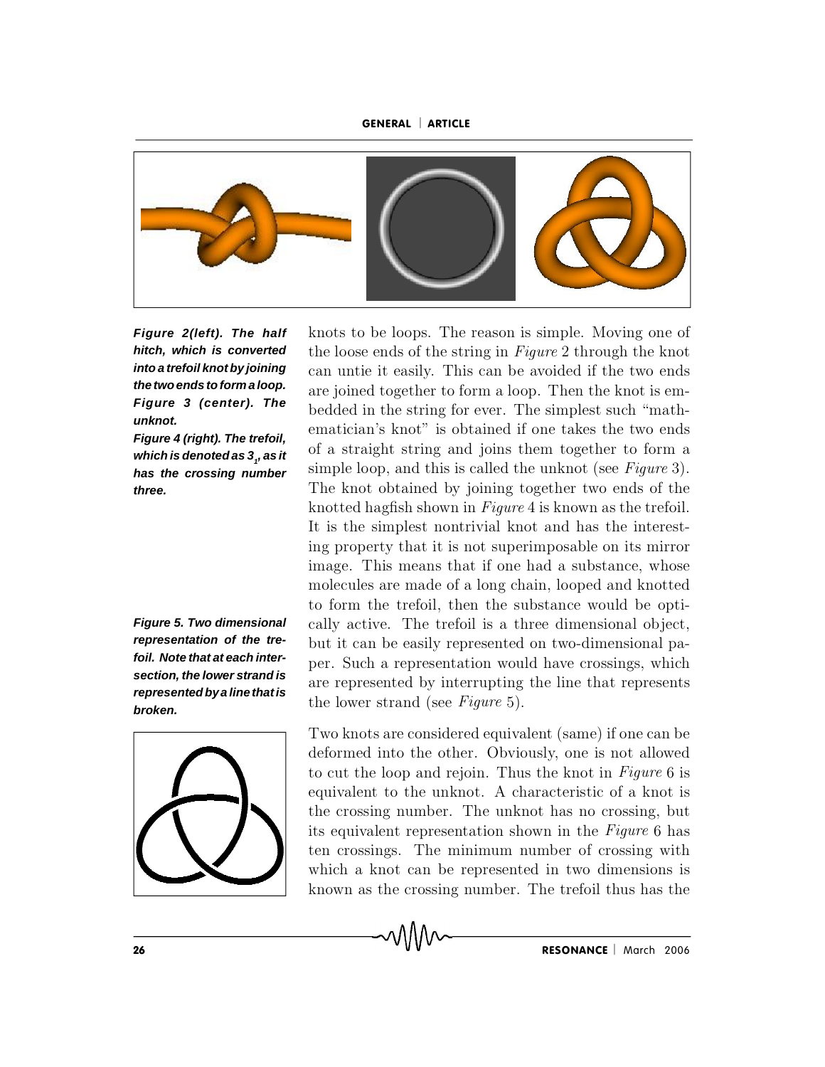*Figure 2(left). The half hitch, which is converted into a trefoil knot by joining the two ends to form a loop.*
*Figure 3 (center). The unknot.*
*Figure 4 (right). The trefoil, which is denoted as $3_1$, as it has the crossing number three.*

knots to be loops. The reason is simple. Moving one of the loose ends of the string in *Figure* 2 through the knot can untie it easily. This can be avoided if the two ends are joined together to form a loop. Then the knot is embedded in the string for ever. The simplest such "mathematician's knot" is obtained if one takes the two ends of a straight string and joins them together to form a simple loop, and this is called the unknot (see *Figure* 3). The knot obtained by joining together two ends of the knotted hagfish shown in *Figure* 4 is known as the trefoil. It is the simplest nontrivial knot and has the interesting property that it is not superimposable on its mirror image. This means that if one had a substance, whose molecules are made of a long chain, looped and knotted to form the trefoil, then the substance would be optically active. The trefoil is a three dimensional object, but it can be easily represented on two-dimensional paper. Such a representation would have crossings, which are represented by interrupting the line that represents the lower strand (see *Figure* 5).

*Figure 5. Two dimensional representation of the trefoil. Note that at each intersection, the lower strand is represented by a line that is broken.*

Two knots are considered equivalent (same) if one can be deformed into the other. Obviously, one is not allowed to cut the loop and rejoin. Thus the knot in *Figure* 6 is equivalent to the unknot. A characteristic of a knot is the crossing number. The unknot has no crossing, but its equivalent representation shown in the *Figure* 6 has ten crossings. The minimum number of crossing with which a knot can be represented in two dimensions is known as the crossing number. The trefoil thus has the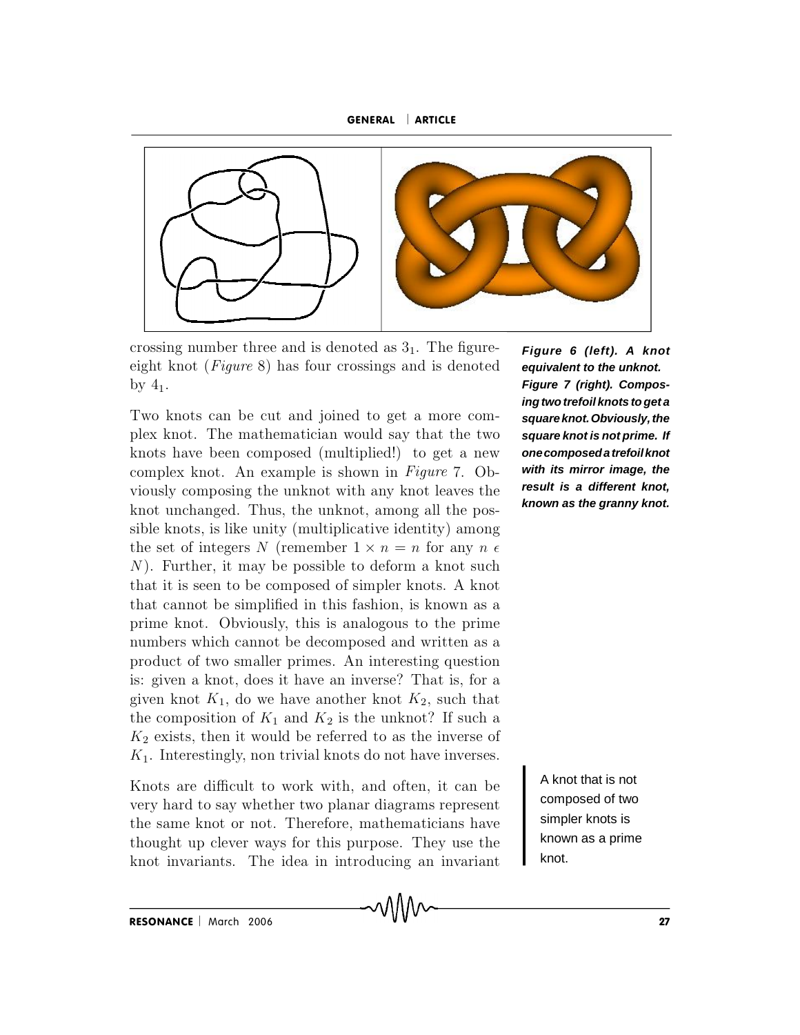crossing number three and is denoted as $3_1$. The figure-eight knot (*Figure* 8) has four crossings and is denoted by $4_1$.

***Figure 6 (left). A knot equivalent to the unknot.***
***Figure 7 (right). Composing two trefoil knots to get a square knot. Obviously, the square knot is not prime. If one composed a trefoil knot with its mirror image, the result is a different knot, known as the granny knot.***

Two knots can be cut and joined to get a more complex knot. The mathematician would say that the two knots have been composed (multiplied!) to get a new complex knot. An example is shown in *Figure* 7. Obviously composing the unknot with any knot leaves the knot unchanged. Thus, the unknot, among all the possible knots, is like unity (multiplicative identity) among the set of integers $N$ (remember $1 \times n = n$ for any $n \in N$). Further, it may be possible to deform a knot such that it is seen to be composed of simpler knots. A knot that cannot be simplified in this fashion, is known as a prime knot. Obviously, this is analogous to the prime numbers which cannot be decomposed and written as a product of two smaller primes. An interesting question is: given a knot, does it have an inverse? That is, for a given knot $K_1$, do we have another knot $K_2$, such that the composition of $K_1$ and $K_2$ is the unknot? If such a $K_2$ exists, then it would be referred to as the inverse of $K_1$. Interestingly, non trivial knots do not have inverses.

A knot that is not composed of two simpler knots is known as a prime knot.

Knots are difficult to work with, and often, it can be very hard to say whether two planar diagrams represent the same knot or not. Therefore, mathematicians have thought up clever ways for this purpose. They use the knot invariants. The idea in introducing an invariant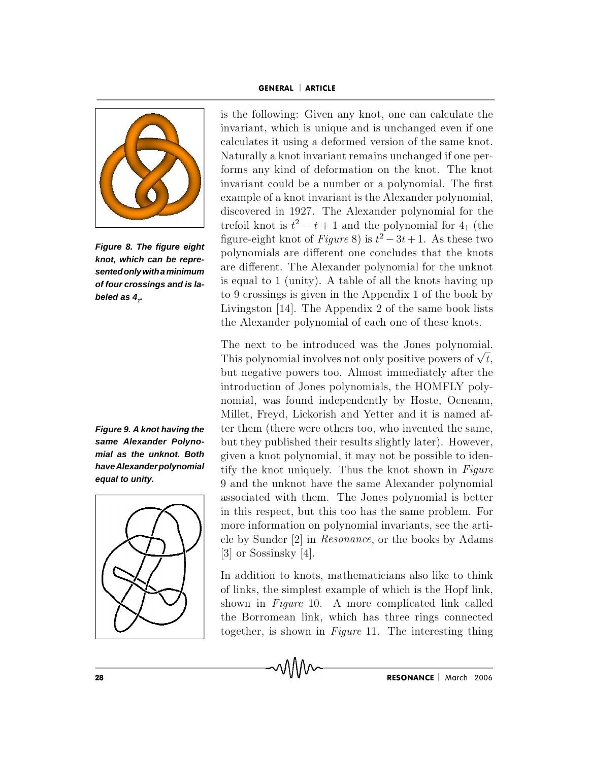is the following: Given any knot, one can calculate the invariant, which is unique and is unchanged even if one calculates it using a deformed version of the same knot. Naturally a knot invariant remains unchanged if one performs any kind of deformation on the knot. The knot invariant could be a number or a polynomial. The first example of a knot invariant is the Alexander polynomial, discovered in 1927. The Alexander polynomial for the trefoil knot is $t^2 - t + 1$ and the polynomial for $4_1$ (the figure-eight knot of *Figure* 8) is $t^2 - 3t + 1$. As these two polynomials are different one concludes that the knots are different. The Alexander polynomial for the unknot is equal to 1 (unity). A table of all the knots having up to 9 crossings is given in the Appendix 1 of the book by Livingston [14]. The Appendix 2 of the same book lists the Alexander polynomial of each one of these knots.

***Figure 8. The figure eight knot, which can be represented only with a minimum of four crossings and is labeled as $4_1$.***

The next to be introduced was the Jones polynomial. This polynomial involves not only positive powers of $\sqrt{t}$, but negative powers too. Almost immediately after the introduction of Jones polynomials, the HOMFLY polynomial, was found independently by Hoste, Ocneanu, Millet, Freyd, Lickorish and Yetter and it is named after them (there were others too, who invented the same, but they published their results slightly later). However, given a knot polynomial, it may not be possible to identify the knot uniquely. Thus the knot shown in *Figure* 9 and the unknot have the same Alexander polynomial associated with them. The Jones polynomial is better in this respect, but this too has the same problem. For more information on polynomial invariants, see the article by Sunder [2] in *Resonance*, or the books by Adams [3] or Sossinsky [4].

***Figure 9. A knot having the same Alexander Polynomial as the unknot. Both have Alexander polynomial equal to unity.***

In addition to knots, mathematicians also like to think of links, the simplest example of which is the Hopf link, shown in *Figure* 10. A more complicated link called the Borromean link, which has three rings connected together, is shown in *Figure* 11. The interesting thing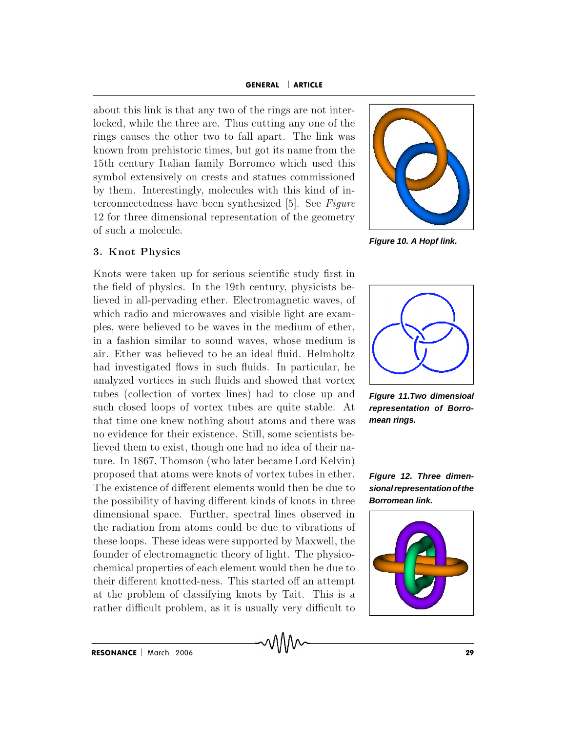about this link is that any two of the rings are not interlocked, while the three are. Thus cutting any one of the rings causes the other two to fall apart. The link was known from prehistoric times, but got its name from the 15th century Italian family Borromeo which used this symbol extensively on crests and statues commissioned by them. Interestingly, molecules with this kind of interconnectedness have been synthesized [5]. See *Figure* 12 for three dimensional representation of the geometry of such a molecule.

**Figure 10. A Hopf link.**

**Figure 11.Two dimensioal representation of Borromean rings.**

**Figure 12. Three dimensional representation of the Borromean link.**

## 3. Knot Physics

Knots were taken up for serious scientific study first in the field of physics. In the 19th century, physicists believed in all-pervading ether. Electromagnetic waves, of which radio and microwaves and visible light are examples, were believed to be waves in the medium of ether, in a fashion similar to sound waves, whose medium is air. Ether was believed to be an ideal fluid. Helmholtz had investigated flows in such fluids. In particular, he analyzed vortices in such fluids and showed that vortex tubes (collection of vortex lines) had to close up and such closed loops of vortex tubes are quite stable. At that time one knew nothing about atoms and there was no evidence for their existence. Still, some scientists believed them to exist, though one had no idea of their nature. In 1867, Thomson (who later became Lord Kelvin) proposed that atoms were knots of vortex tubes in ether. The existence of different elements would then be due to the possibility of having different kinds of knots in three dimensional space. Further, spectral lines observed in the radiation from atoms could be due to vibrations of these loops. These ideas were supported by Maxwell, the founder of electromagnetic theory of light. The physicochemical properties of each element would then be due to their different knotted-ness. This started off an attempt at the problem of classifying knots by Tait. This is a rather difficult problem, as it is usually very difficult to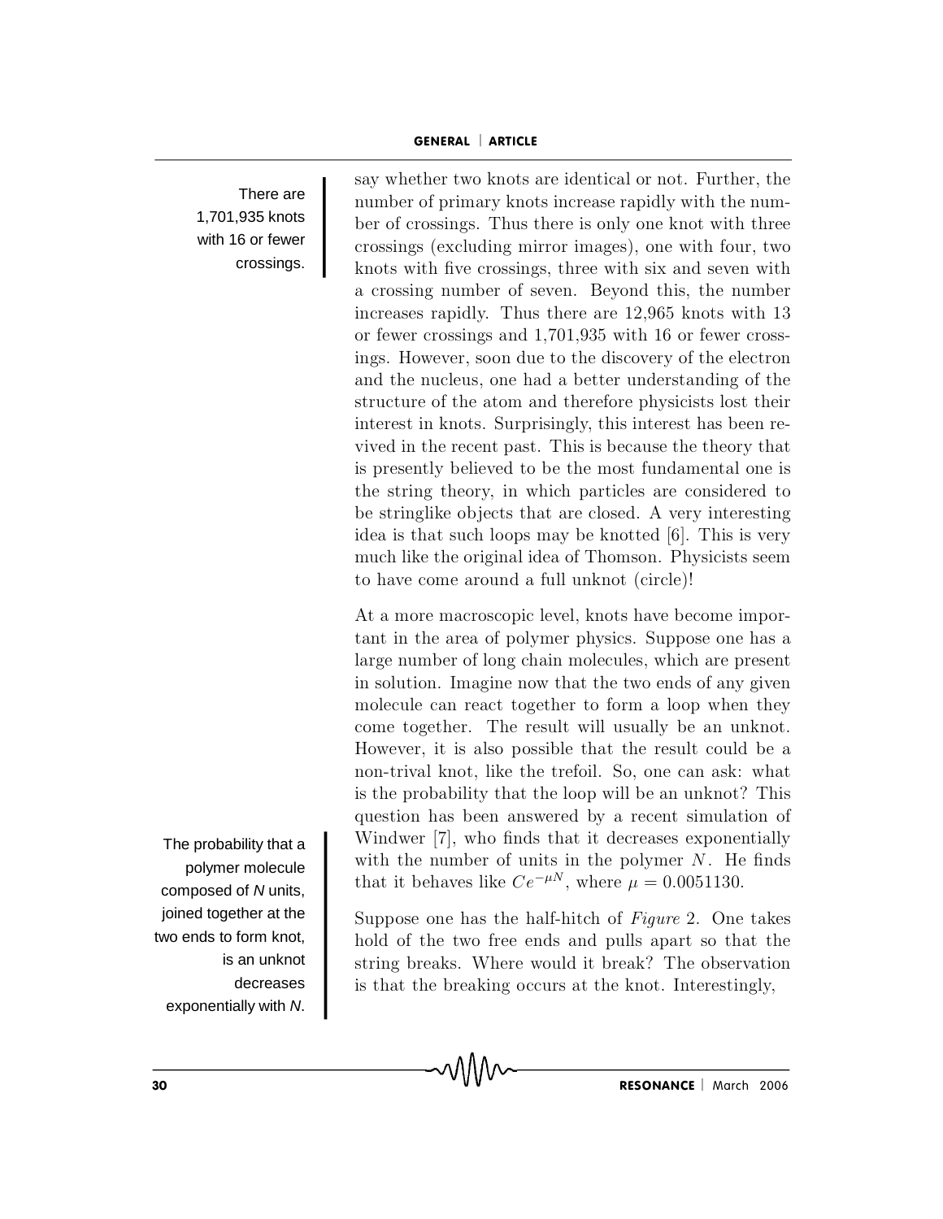say whether two knots are identical or not. Further, the number of primary knots increase rapidly with the number of crossings. Thus there is only one knot with three crossings (excluding mirror images), one with four, two knots with five crossings, three with six and seven with a crossing number of seven. Beyond this, the number increases rapidly. Thus there are 12,965 knots with 13 or fewer crossings and 1,701,935 with 16 or fewer crossings. However, soon due to the discovery of the electron and the nucleus, one had a better understanding of the structure of the atom and therefore physicists lost their interest in knots. Surprisingly, this interest has been revived in the recent past. This is because the theory that is presently believed to be the most fundamental one is the string theory, in which particles are considered to be stringlike objects that are closed. A very interesting idea is that such loops may be knotted [6]. This is very much like the original idea of Thomson. Physicists seem to have come around a full unknot (circle)!

There are 1,701,935 knots with 16 or fewer crossings.

At a more macroscopic level, knots have become important in the area of polymer physics. Suppose one has a large number of long chain molecules, which are present in solution. Imagine now that the two ends of any given molecule can react together to form a loop when they come together. The result will usually be an unknot. However, it is also possible that the result could be a non-trival knot, like the trefoil. So, one can ask: what is the probability that the loop will be an unknot? This question has been answered by a recent simulation of Windwer [7], who finds that it decreases exponentially with the number of units in the polymer $N$. He finds that it behaves like $Ce^{-\mu N}$, where $\mu = 0.0051130$.

The probability that a polymer molecule composed of $N$ units, joined together at the two ends to form knot, is an unknot decreases exponentially with $N$.

Suppose one has the half-hitch of *Figure* 2. One takes hold of the two free ends and pulls apart so that the string breaks. Where would it break? The observation is that the breaking occurs at the knot. Interestingly,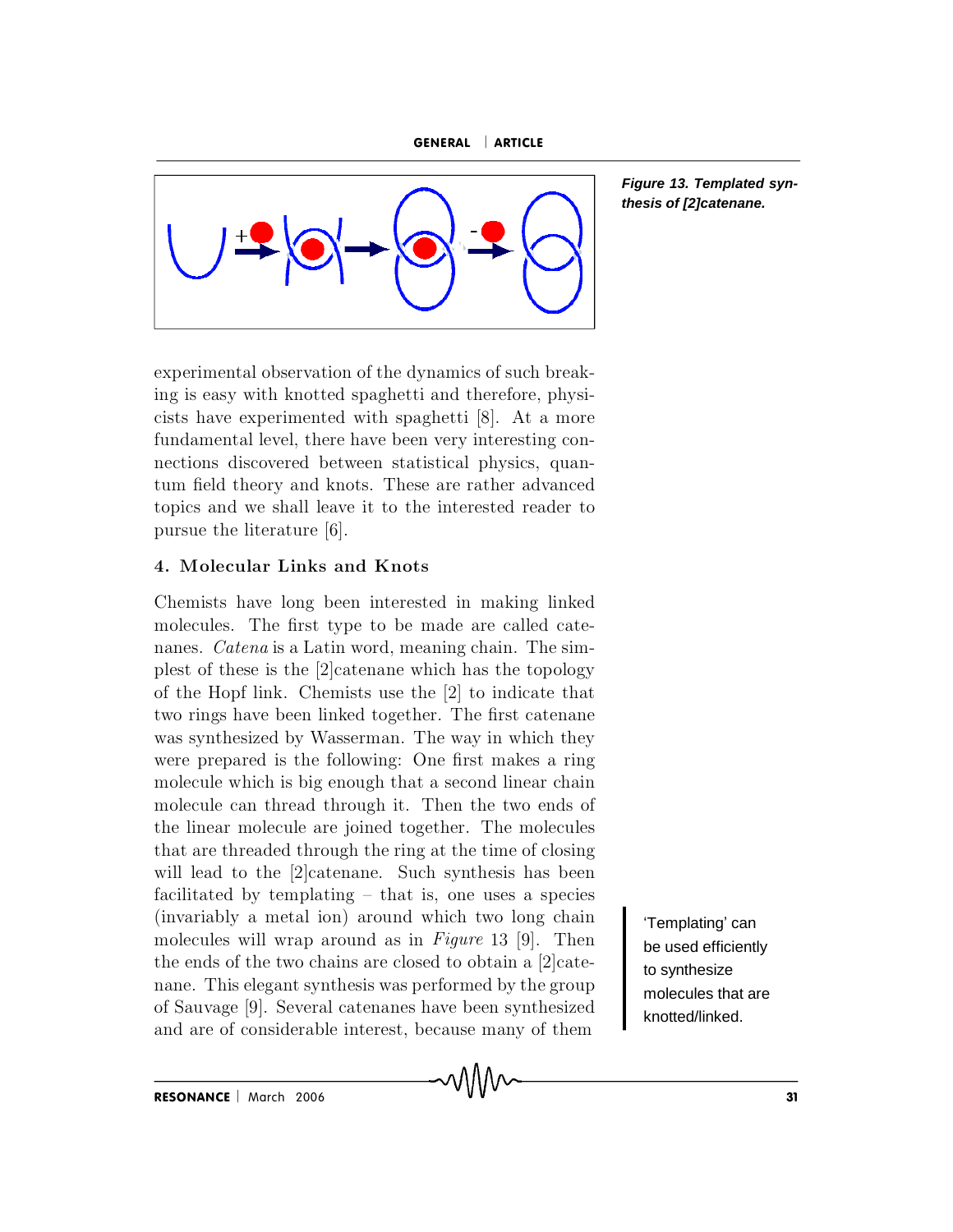Figure 13. Templated synthesis of [2]catenane.

experimental observation of the dynamics of such breaking is easy with knotted spaghetti and therefore, physicists have experimented with spaghetti [8]. At a more fundamental level, there have been very interesting connections discovered between statistical physics, quantum field theory and knots. These are rather advanced topics and we shall leave it to the interested reader to pursue the literature [6].

## 4. Molecular Links and Knots

Chemists have long been interested in making linked molecules. The first type to be made are called catenanes. *Catena* is a Latin word, meaning chain. The simplest of these is the [2]catenane which has the topology of the Hopf link. Chemists use the [2] to indicate that two rings have been linked together. The first catenane was synthesized by Wasserman. The way in which they were prepared is the following: One first makes a ring molecule which is big enough that a second linear chain molecule can thread through it. Then the two ends of the linear molecule are joined together. The molecules that are threaded through the ring at the time of closing will lead to the [2]catenane. Such synthesis has been facilitated by templating – that is, one uses a species (invariably a metal ion) around which two long chain molecules will wrap around as in *Figure* 13 [9]. Then the ends of the two chains are closed to obtain a [2]catenane. This elegant synthesis was performed by the group of Sauvage [9]. Several catenanes have been synthesized and are of considerable interest, because many of them

'Templating' can be used efficiently to synthesize molecules that are knotted/linked.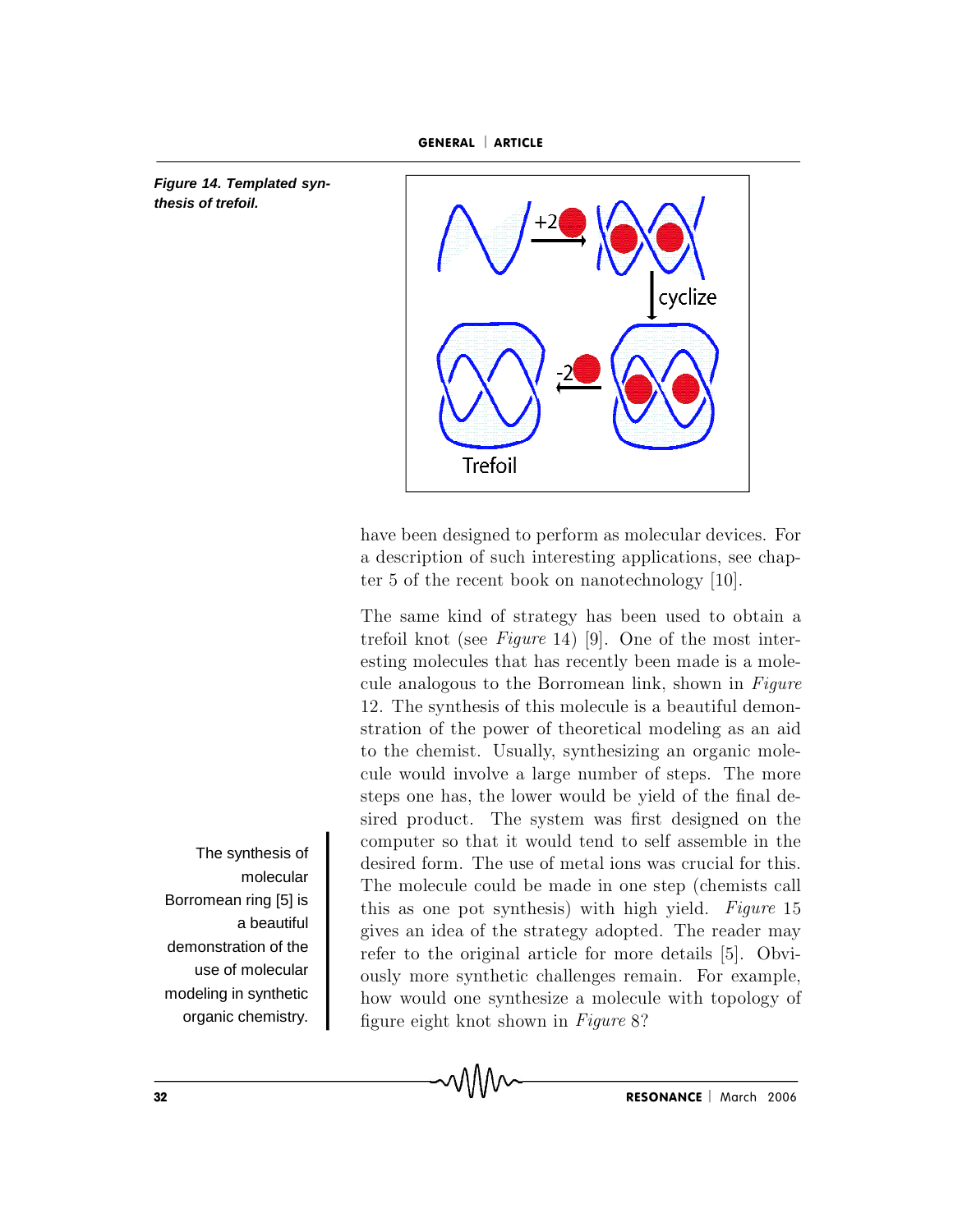**Figure 14. Templated synthesis of trefoil.**

have been designed to perform as molecular devices. For a description of such interesting applications, see chapter 5 of the recent book on nanotechnology [10].

The same kind of strategy has been used to obtain a trefoil knot (see *Figure* 14) [9]. One of the most interesting molecules that has recently been made is a molecule analogous to the Borromean link, shown in *Figure* 12. The synthesis of this molecule is a beautiful demonstration of the power of theoretical modeling as an aid to the chemist. Usually, synthesizing an organic molecule would involve a large number of steps. The more steps one has, the lower would be yield of the final desired product. The system was first designed on the computer so that it would tend to self assemble in the desired form. The use of metal ions was crucial for this. The molecule could be made in one step (chemists call this as one pot synthesis) with high yield. *Figure* 15 gives an idea of the strategy adopted. The reader may refer to the original article for more details [5]. Obviously more synthetic challenges remain. For example, how would one synthesize a molecule with topology of figure eight knot shown in *Figure* 8?

The synthesis of molecular Borromean ring [5] is a beautiful demonstration of the use of molecular modeling in synthetic organic chemistry.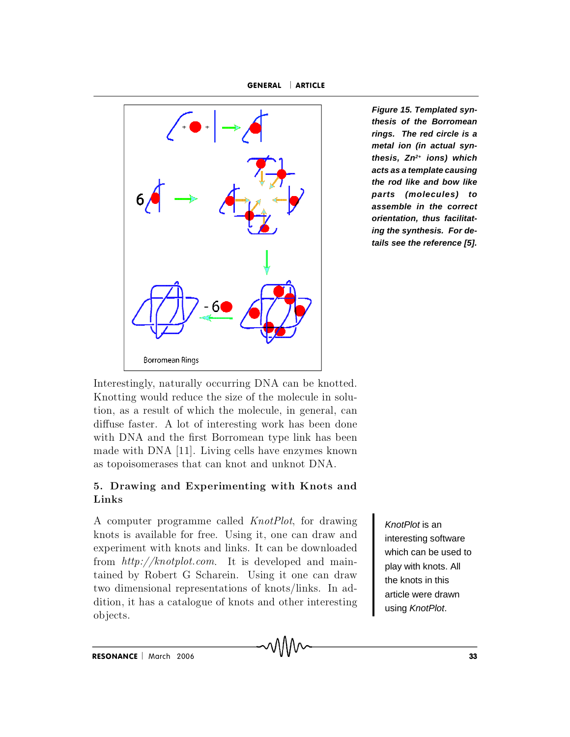*Figure 15. Templated synthesis of the Borromean rings. The red circle is a metal ion (in actual synthesis, $Zn^{2+}$ ions) which acts as a template causing the rod like and bow like parts (molecules) to assemble in the correct orientation, thus facilitating the synthesis. For details see the reference [5].*

Interestingly, naturally occurring DNA can be knotted. Knotting would reduce the size of the molecule in solution, as a result of which the molecule, in general, can diffuse faster. A lot of interesting work has been done with DNA and the first Borromean type link has been made with DNA [11]. Living cells have enzymes known as topoisomerases that can knot and unknot DNA.

## 5. Drawing and Experimenting with Knots and Links

A computer programme called *KnotPlot*, for drawing knots is available for free. Using it, one can draw and experiment with knots and links. It can be downloaded from *http://knotplot.com*. It is developed and maintained by Robert G Scharein. Using it one can draw two dimensional representations of knots/links. In addition, it has a catalogue of knots and other interesting objects.

*KnotPlot* is an interesting software which can be used to play with knots. All the knots in this article were drawn using *KnotPlot*.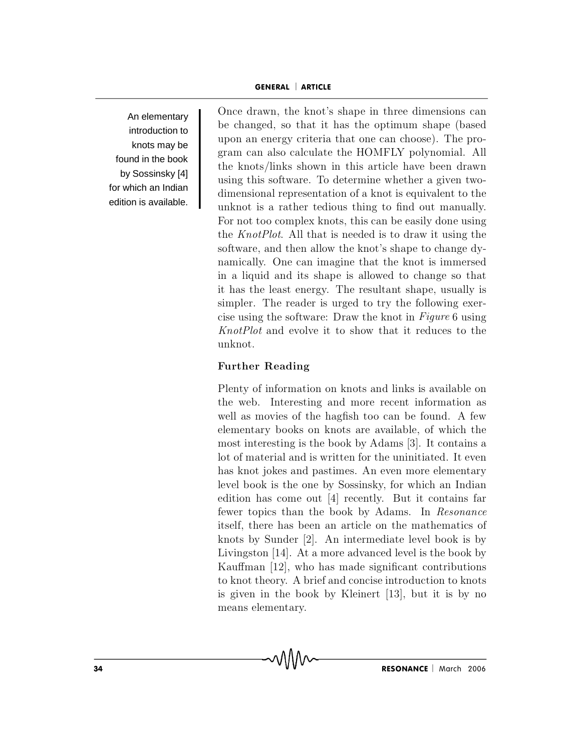An elementary introduction to knots may be found in the book by Sossinsky [4] for which an Indian edition is available.

Once drawn, the knot's shape in three dimensions can be changed, so that it has the optimum shape (based upon an energy criteria that one can choose). The program can also calculate the HOMFLY polynomial. All the knots/links shown in this article have been drawn using this software. To determine whether a given two-dimensional representation of a knot is equivalent to the unknot is a rather tedious thing to find out manually. For not too complex knots, this can be easily done using the *KnotPlot*. All that is needed is to draw it using the software, and then allow the knot's shape to change dynamically. One can imagine that the knot is immersed in a liquid and its shape is allowed to change so that it has the least energy. The resultant shape, usually is simpler. The reader is urged to try the following exercise using the software: Draw the knot in *Figure* 6 using *KnotPlot* and evolve it to show that it reduces to the unknot.

### Further Reading

Plenty of information on knots and links is available on the web. Interesting and more recent information as well as movies of the hagfish too can be found. A few elementary books on knots are available, of which the most interesting is the book by Adams [3]. It contains a lot of material and is written for the uninitiated. It even has knot jokes and pastimes. An even more elementary level book is the one by Sossinsky, for which an Indian edition has come out [4] recently. But it contains far fewer topics than the book by Adams. In *Resonance* itself, there has been an article on the mathematics of knots by Sunder [2]. An intermediate level book is by Livingston [14]. At a more advanced level is the book by Kauffman [12], who has made significant contributions to knot theory. A brief and concise introduction to knots is given in the book by Kleinert [13], but it is by no means elementary.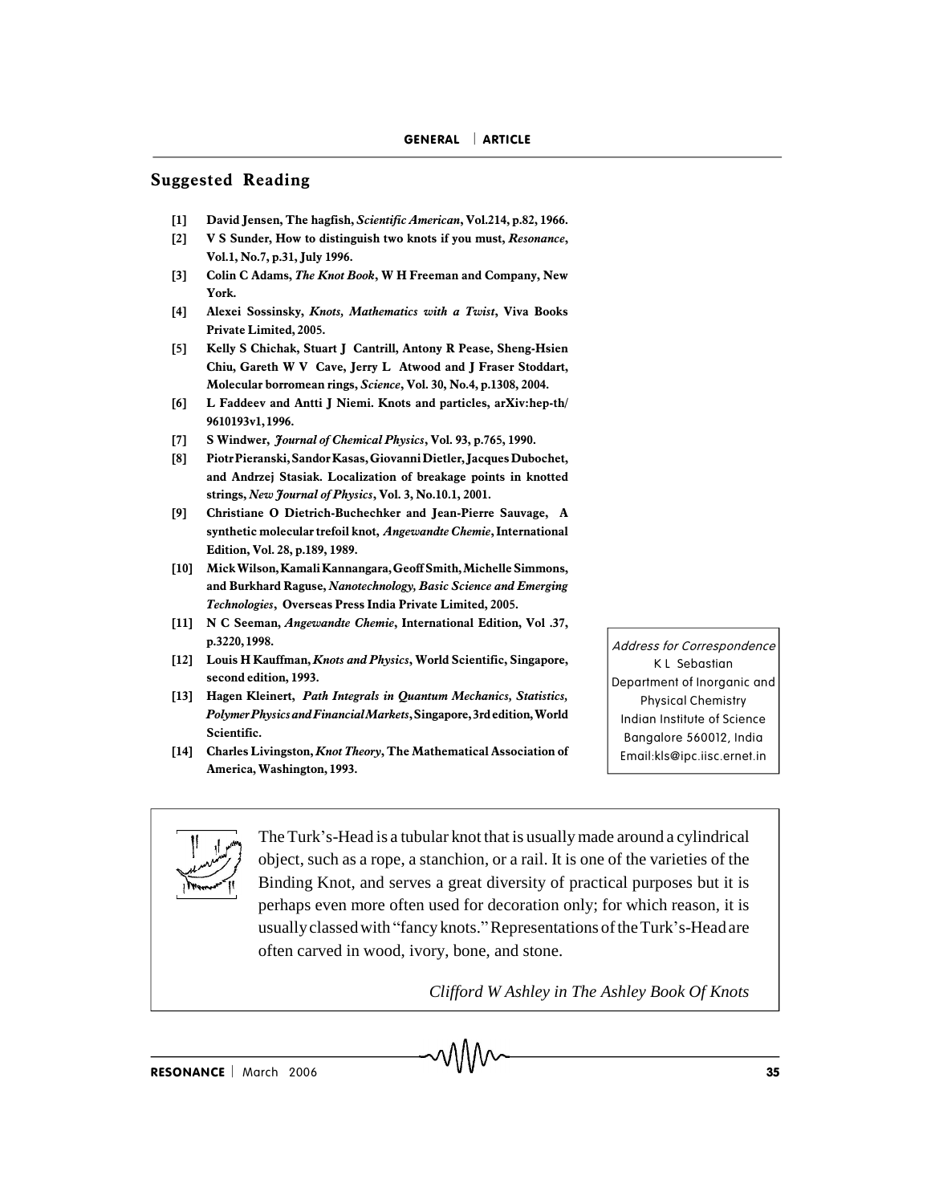## Suggested Reading

[1] David Jensen, The hagfish, *Scientific American*, Vol.214, p.82, 1966.

[2] V S Sunder, How to distinguish two knots if you must, *Resonance*, Vol.1, No.7, p.31, July 1996.

[3] Colin C Adams, *The Knot Book*, W H Freeman and Company, New York.

[4] Alexei Sossinsky, *Knots, Mathematics with a Twist*, Viva Books Private Limited, 2005.

[5] Kelly S Chichak, Stuart J Cantrill, Antony R Pease, Sheng-Hsien Chiu, Gareth W V Cave, Jerry L Atwood and J Fraser Stoddart, Molecular borromean rings, *Science*, Vol. 30, No.4, p.1308, 2004.

[6] L Faddeev and Antti J Niemi. Knots and particles, arXiv:hep-th/9610193v1, 1996.

[7] S Windwer, *Journal of Chemical Physics*, Vol. 93, p.765, 1990.

[8] Piotr Pieranski, Sandor Kasas, Giovanni Dietler, Jacques Dubochet, and Andrzej Stasiak. Localization of breakage points in knotted strings, *New Journal of Physics*, Vol. 3, No.10.1, 2001.

[9] Christiane O Dietrich-Buchechker and Jean-Pierre Sauvage, A synthetic molecular trefoil knot, *Angewandte Chemie*, International Edition, Vol. 28, p.189, 1989.

[10] Mick Wilson, Kamali Kannangara, Geoff Smith, Michelle Simmons, and Burkhard Raguse, *Nanotechnology, Basic Science and Emerging Technologies*, Overseas Press India Private Limited, 2005.

[11] N C Seeman, *Angewandte Chemie*, International Edition, Vol .37, p.3220, 1998.

[12] Louis H Kauffman, *Knots and Physics*, World Scientific, Singapore, second edition, 1993.

[13] Hagen Kleinert, *Path Integrals in Quantum Mechanics, Statistics, Polymer Physics and Financial Markets*, Singapore, 3rd edition, World Scientific.

[14] Charles Livingston, *Knot Theory*, The Mathematical Association of America, Washington, 1993.

*Address for Correspondence*
K L Sebastian
Department of Inorganic and Physical Chemistry
Indian Institute of Science
Bangalore 560012, India
Email:kls@ipc.iisc.ernet.in

The Turk's-Head is a tubular knot that is usually made around a cylindrical object, such as a rope, a stanchion, or a rail. It is one of the varieties of the Binding Knot, and serves a great diversity of practical purposes but it is perhaps even more often used for decoration only; for which reason, it is usually classed with "fancy knots." Representations of the Turk's-Head are often carved in wood, ivory, bone, and stone.

*Clifford W Ashley in The Ashley Book Of Knots*